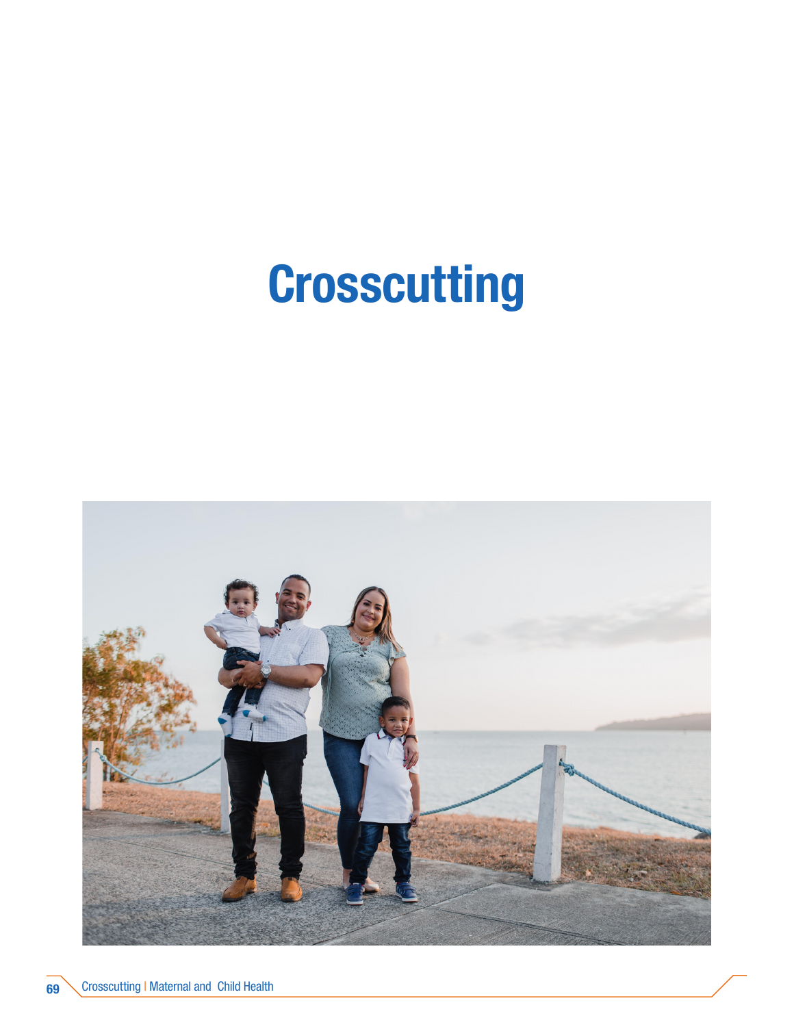# Crosscutting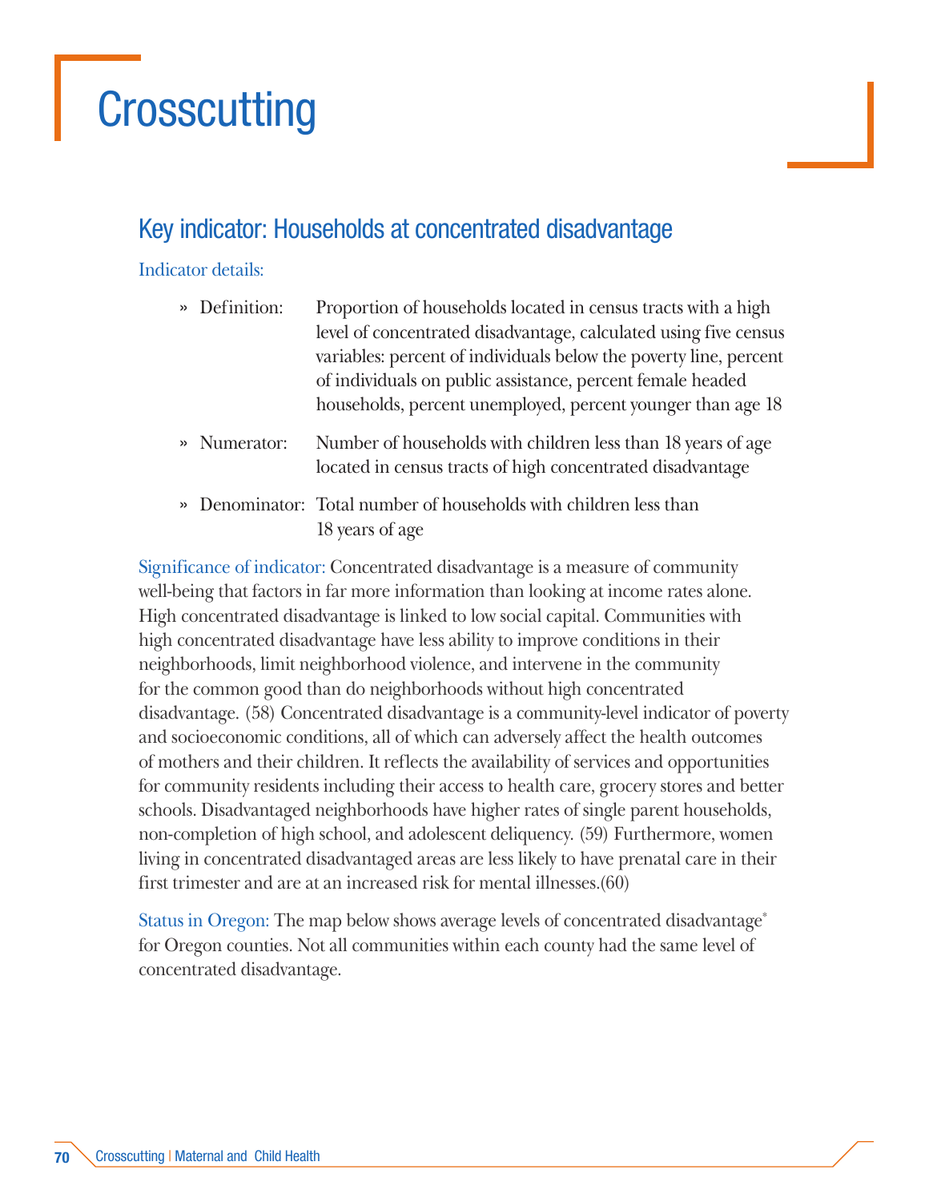# Crosscutting

## Key indicator: Households at concentrated disadvantage

Indicator details:

- » Definition: Proportion of households located in census tracts with a high level of concentrated disadvantage, calculated using five census variables: percent of individuals below the poverty line, percent of individuals on public assistance, percent female headed households, percent unemployed, percent younger than age 18
- » Numerator: Number of households with children less than 18 years of age located in census tracts of high concentrated disadvantage
- » Denominator: Total number of households with children less than 18 years of age

Significance of indicator: Concentrated disadvantage is a measure of community well-being that factors in far more information than looking at income rates alone. High concentrated disadvantage is linked to low social capital. Communities with high concentrated disadvantage have less ability to improve conditions in their neighborhoods, limit neighborhood violence, and intervene in the community for the common good than do neighborhoods without high concentrated disadvantage. (58) Concentrated disadvantage is a community-level indicator of poverty and socioeconomic conditions, all of which can adversely affect the health outcomes of mothers and their children. It reflects the availability of services and opportunities for community residents including their access to health care, grocery stores and better schools. Disadvantaged neighborhoods have higher rates of single parent households, non-completion of high school, and adolescent deliquency. (59) Furthermore, women living in concentrated disadvantaged areas are less likely to have prenatal care in their first trimester and are at an increased risk for mental illnesses.(60)

Status in Oregon: The map below shows average levels of concentrated disadvantage* for Oregon counties. Not all communities within each county had the same level of concentrated disadvantage.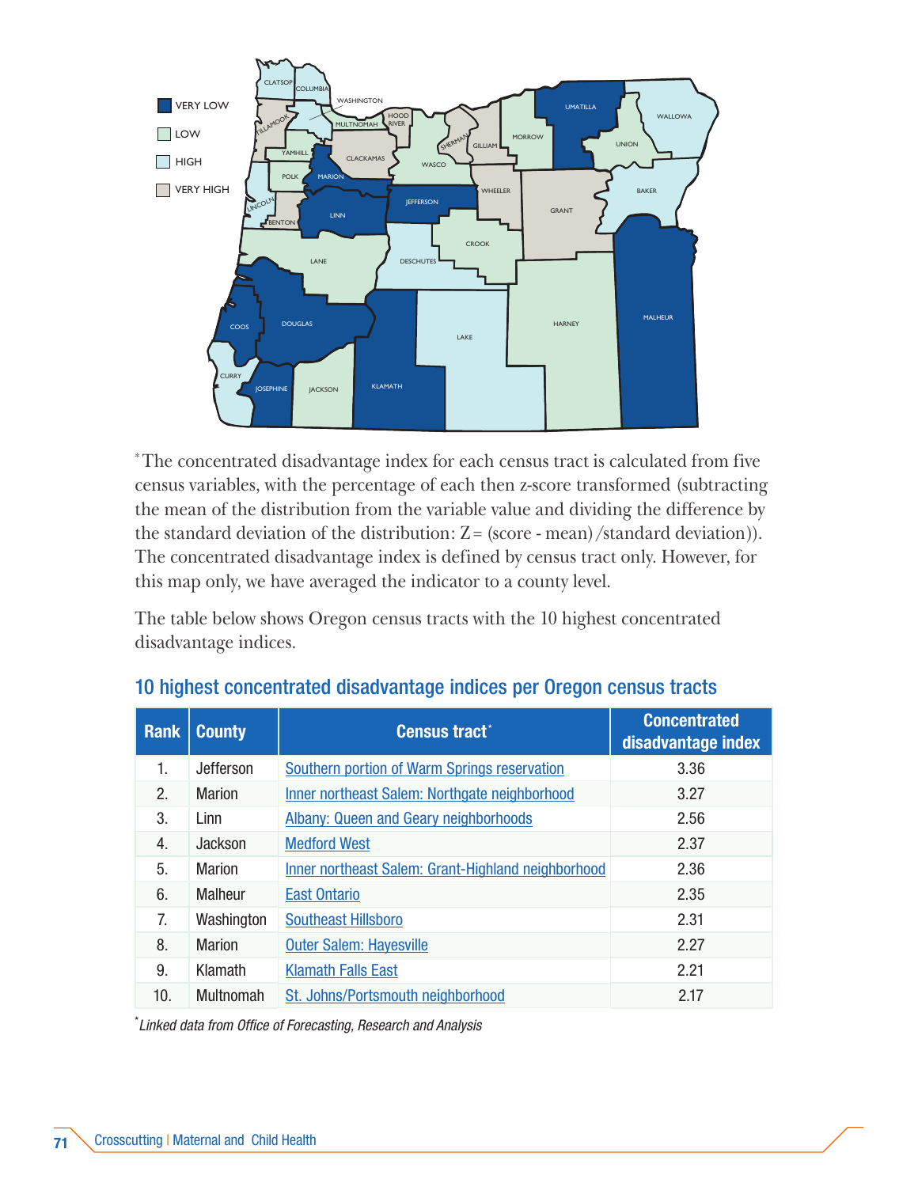VERY LOW

LOW

HIGH

VERY HIGH

*The concentrated disadvantage index for each census tract is calculated from five census variables, with the percentage of each then z-score transformed (subtracting the mean of the distribution from the variable value and dividing the difference by the standard deviation of the distribution: $Z = (\text{score} - \text{mean}) / \text{standard deviation}$). The concentrated disadvantage index is defined by census tract only. However, for this map only, we have averaged the indicator to a county level.

The table below shows Oregon census tracts with the 10 highest concentrated disadvantage indices.

## 10 highest concentrated disadvantage indices per Oregon census tracts

| Rank | County | Census tract* | Concentrated disadvantage index |
|---|---|---|---|
| 1. | Jefferson | Southern portion of Warm Springs reservation | 3.36 |
| 2. | Marion | Inner northeast Salem: Northgate neighborhood | 3.27 |
| 3. | Linn | Albany: Queen and Geary neighborhoods | 2.56 |
| 4. | Jackson | Medford West | 2.37 |
| 5. | Marion | Inner northeast Salem: Grant-Highland neighborhood | 2.36 |
| 6. | Malheur | East Ontario | 2.35 |
| 7. | Washington | Southeast Hillsboro | 2.31 |
| 8. | Marion | Outer Salem: Hayesville | 2.27 |
| 9. | Klamath | Klamath Falls East | 2.21 |
| 10. | Multnomah | St. Johns/Portsmouth neighborhood | 2.17 |

*Linked data from Office of Forecasting, Research and Analysis*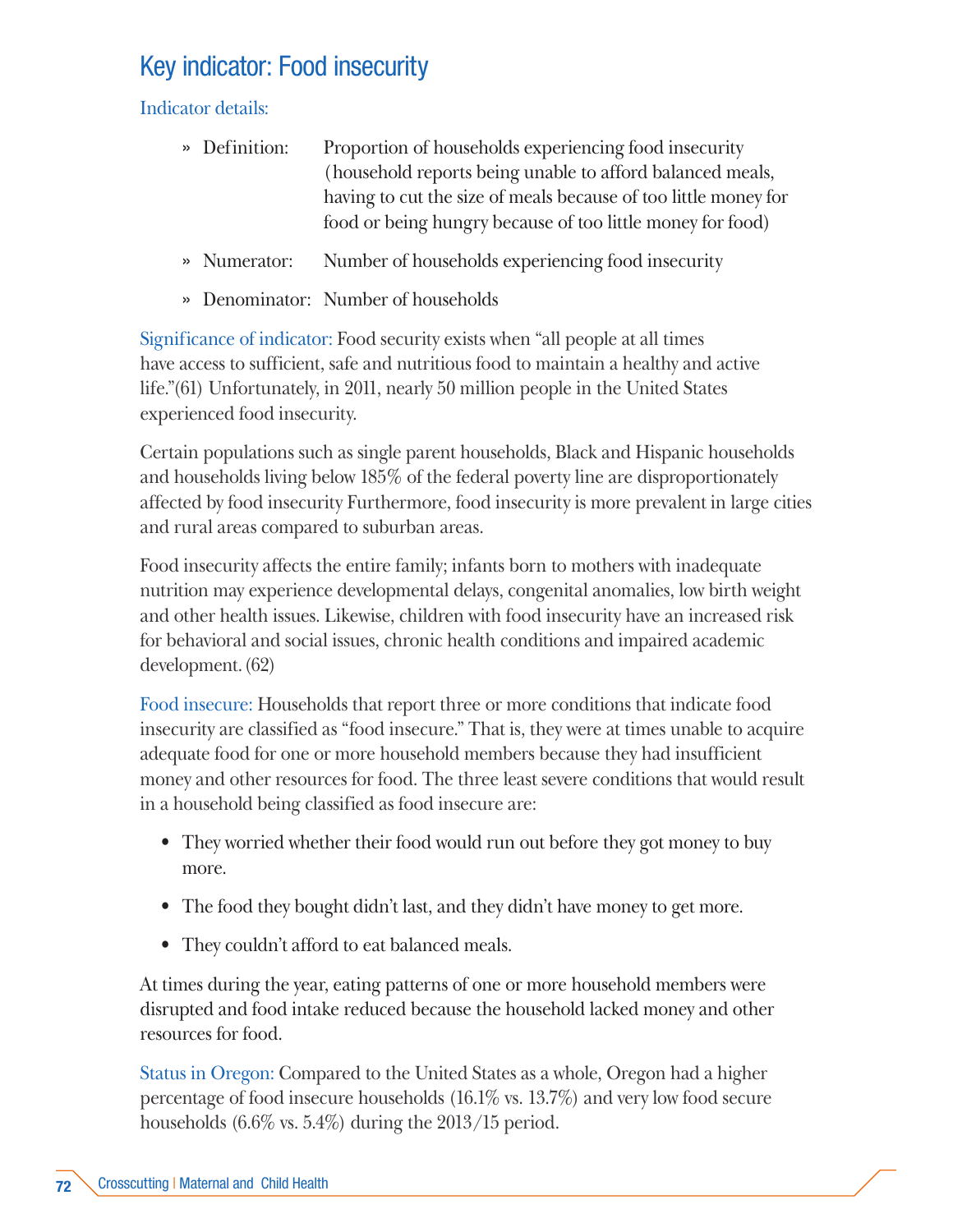## Key indicator: Food insecurity

Indicator details:

- Definition: Proportion of households experiencing food insecurity (household reports being unable to afford balanced meals, having to cut the size of meals because of too little money for food or being hungry because of too little money for food)
- Numerator: Number of households experiencing food insecurity
- Denominator: Number of households

Significance of indicator: Food security exists when "all people at all times have access to sufficient, safe and nutritious food to maintain a healthy and active life."(61) Unfortunately, in 2011, nearly 50 million people in the United States experienced food insecurity.

Certain populations such as single parent households, Black and Hispanic households and households living below 185% of the federal poverty line are disproportionately affected by food insecurity Furthermore, food insecurity is more prevalent in large cities and rural areas compared to suburban areas.

Food insecurity affects the entire family; infants born to mothers with inadequate nutrition may experience developmental delays, congenital anomalies, low birth weight and other health issues. Likewise, children with food insecurity have an increased risk for behavioral and social issues, chronic health conditions and impaired academic development. (62)

Food insecure: Households that report three or more conditions that indicate food insecurity are classified as "food insecure." That is, they were at times unable to acquire adequate food for one or more household members because they had insufficient money and other resources for food. The three least severe conditions that would result in a household being classified as food insecure are:

- They worried whether their food would run out before they got money to buy more.
- The food they bought didn't last, and they didn't have money to get more.
- They couldn't afford to eat balanced meals.

At times during the year, eating patterns of one or more household members were disrupted and food intake reduced because the household lacked money and other resources for food.

Status in Oregon: Compared to the United States as a whole, Oregon had a higher percentage of food insecure households (16.1% vs. 13.7%) and very low food secure households (6.6% vs. 5.4%) during the 2013/15 period.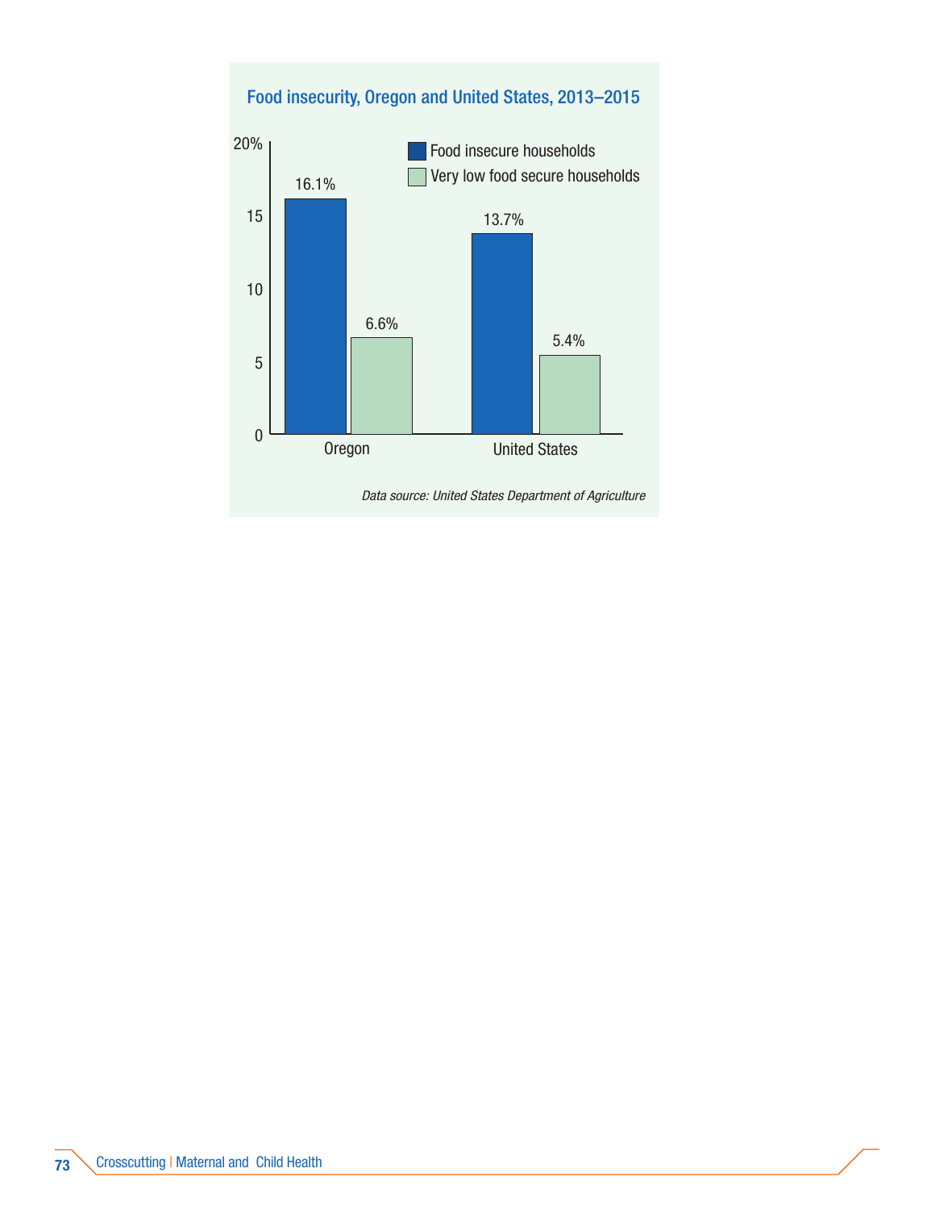**Food insecurity, Oregon and United States, 2013–2015**

| | Food insecure households | Very low food secure households |
|---|---|---|
| Oregon | 16.1% | 6.6% |
| United States | 13.7% | 5.4% |

*Data source: United States Department of Agriculture*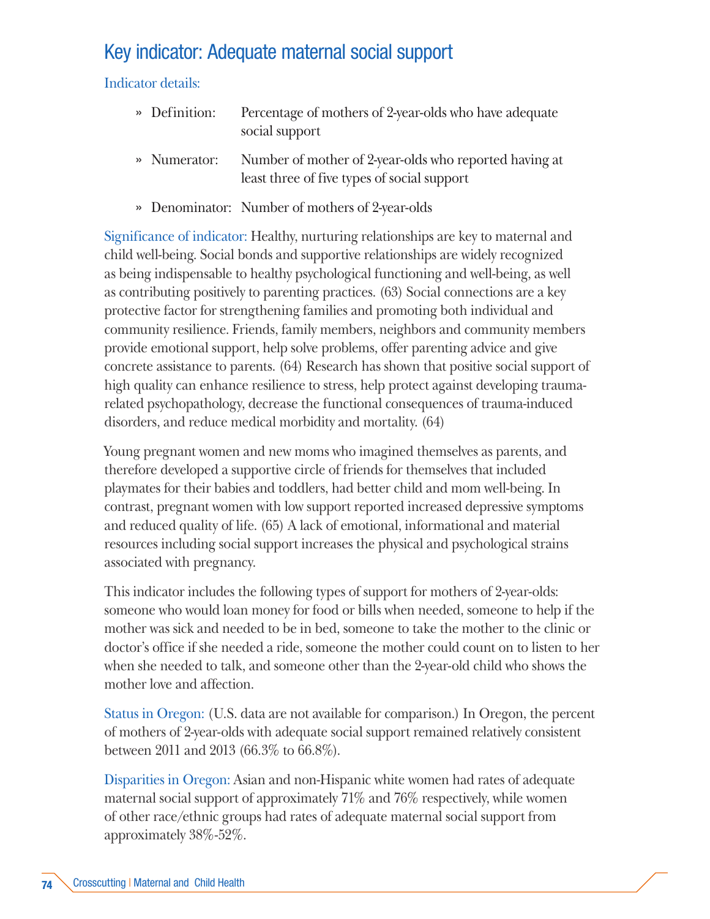## Key indicator: Adequate maternal social support

Indicator details:

- » Definition: Percentage of mothers of 2-year-olds who have adequate social support
- » Numerator: Number of mother of 2-year-olds who reported having at least three of five types of social support
- » Denominator: Number of mothers of 2-year-olds

Significance of indicator: Healthy, nurturing relationships are key to maternal and child well-being. Social bonds and supportive relationships are widely recognized as being indispensable to healthy psychological functioning and well-being, as well as contributing positively to parenting practices. (63) Social connections are a key protective factor for strengthening families and promoting both individual and community resilience. Friends, family members, neighbors and community members provide emotional support, help solve problems, offer parenting advice and give concrete assistance to parents. (64) Research has shown that positive social support of high quality can enhance resilience to stress, help protect against developing trauma-related psychopathology, decrease the functional consequences of trauma-induced disorders, and reduce medical morbidity and mortality. (64)

Young pregnant women and new moms who imagined themselves as parents, and therefore developed a supportive circle of friends for themselves that included playmates for their babies and toddlers, had better child and mom well-being. In contrast, pregnant women with low support reported increased depressive symptoms and reduced quality of life. (65) A lack of emotional, informational and material resources including social support increases the physical and psychological strains associated with pregnancy.

This indicator includes the following types of support for mothers of 2-year-olds: someone who would loan money for food or bills when needed, someone to help if the mother was sick and needed to be in bed, someone to take the mother to the clinic or doctor's office if she needed a ride, someone the mother could count on to listen to her when she needed to talk, and someone other than the 2-year-old child who shows the mother love and affection.

Status in Oregon: (U.S. data are not available for comparison.) In Oregon, the percent of mothers of 2-year-olds with adequate social support remained relatively consistent between 2011 and 2013 (66.3% to 66.8%).

Disparities in Oregon: Asian and non-Hispanic white women had rates of adequate maternal social support of approximately 71% and 76% respectively, while women of other race/ethnic groups had rates of adequate maternal social support from approximately 38%-52%.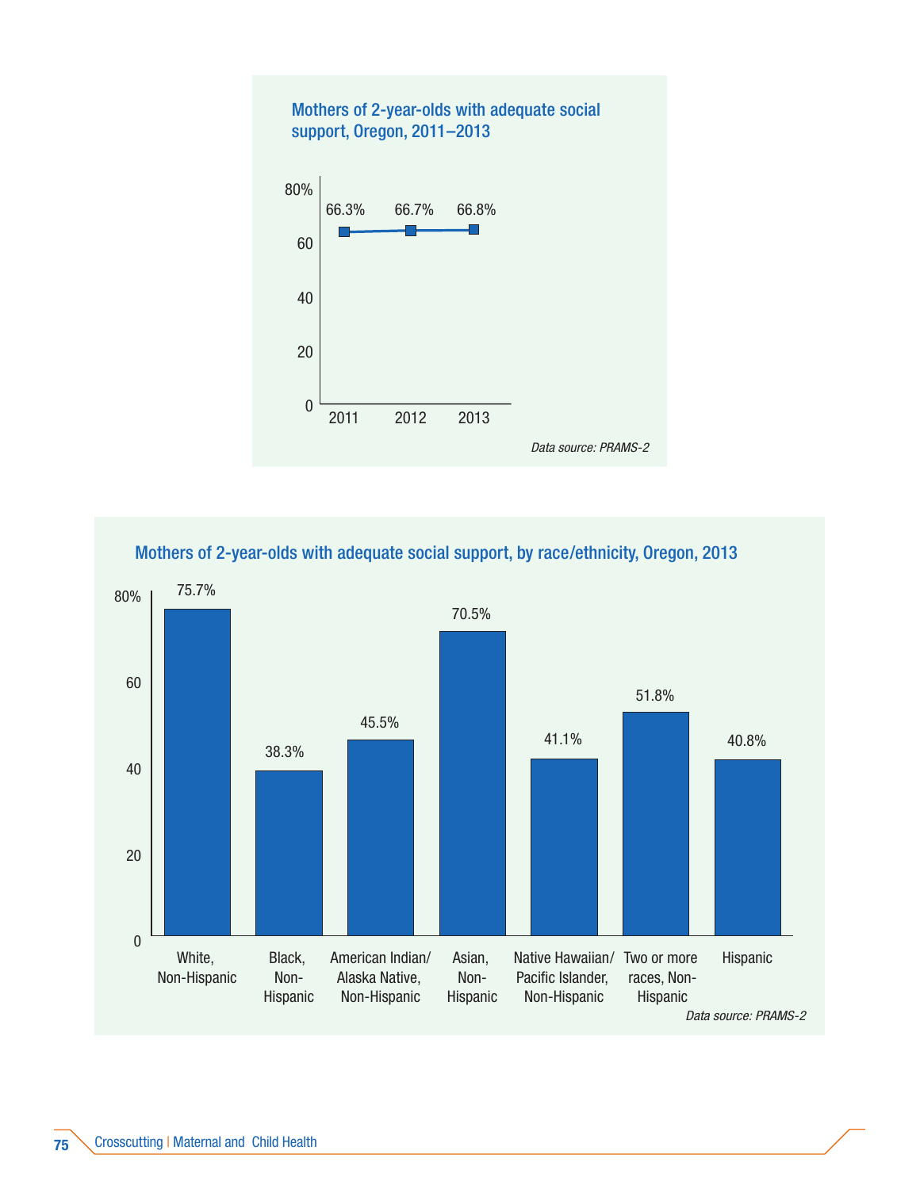Mothers of 2-year-olds with adequate social support, Oregon, 2011–2013

80%
60
40
20
0

66.3%
66.7%
66.8%

2011
2012
2013

*Data source: PRAMS-2*

Mothers of 2-year-olds with adequate social support, by race/ethnicity, Oregon, 2013

80%
60
40
20
0

75.7%
38.3%
45.5%
70.5%
41.1%
51.8%
40.8%

White, Non-Hispanic
Black, Non-Hispanic
American Indian/ Alaska Native, Non-Hispanic
Asian, Non-Hispanic
Native Hawaiian/ Pacific Islander, Non-Hispanic
Two or more races, Non-Hispanic
Hispanic

*Data source: PRAMS-2*